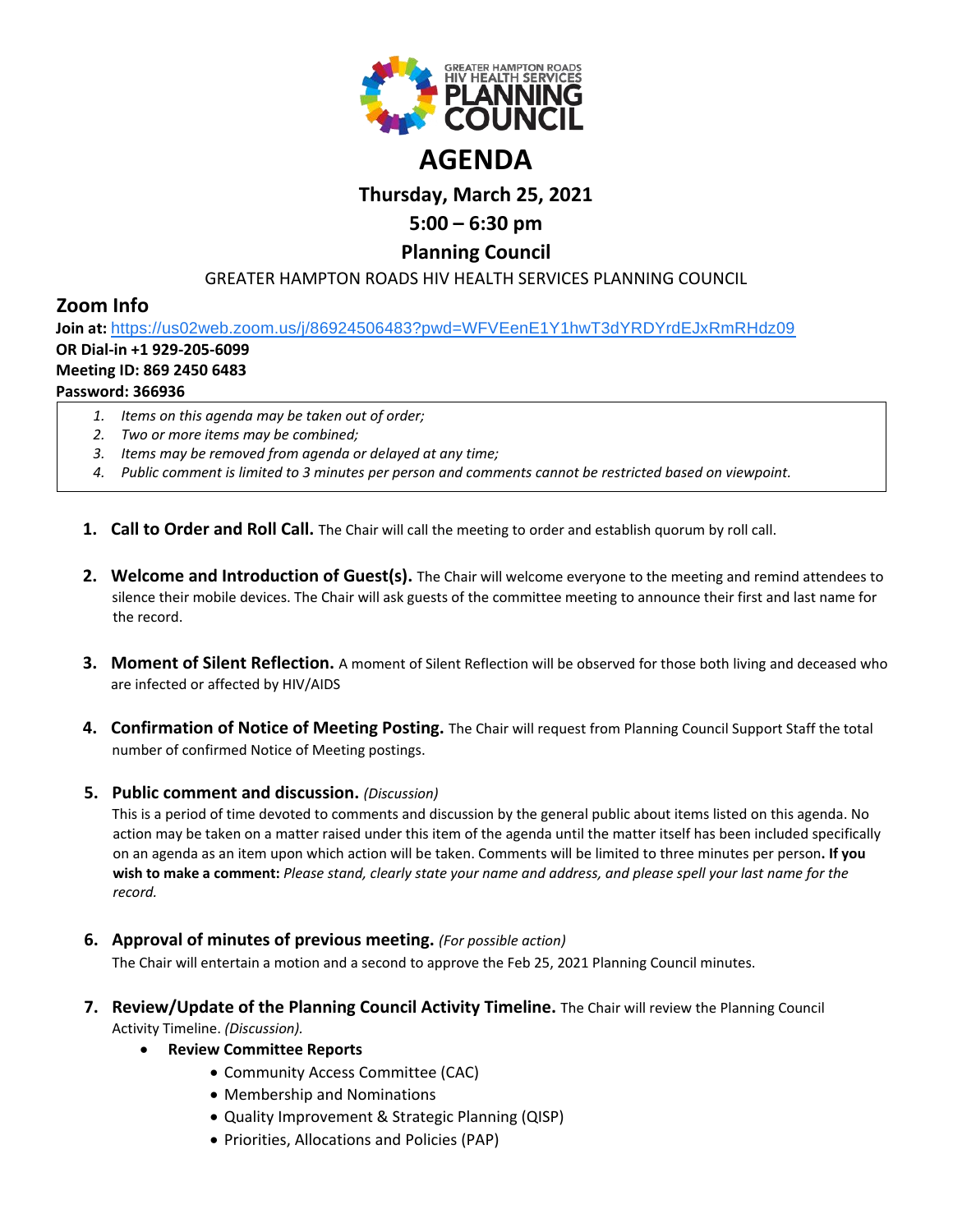GREATER HAMPTON ROADS HIV HEALTH SERVICES PLANNING COUNCIL

# AGENDA

## Thursday, March 25, 2021

## 5:00 – 6:30 pm

## Planning Council

GREATER HAMPTON ROADS HIV HEALTH SERVICES PLANNING COUNCIL

## Zoom Info

**Join at:** https://us02web.zoom.us/j/86924506483?pwd=WFVEenE1Y1hwT3dYRDYrdEJxRmRHdz09
**OR Dial-in +1 929-205-6099**
**Meeting ID: 869 2450 6483**
**Password: 366936**

1. *Items on this agenda may be taken out of order;*
2. *Two or more items may be combined;*
3. *Items may be removed from agenda or delayed at any time;*
4. *Public comment is limited to 3 minutes per person and comments cannot be restricted based on viewpoint.*

1. **Call to Order and Roll Call.** The Chair will call the meeting to order and establish quorum by roll call.

2. **Welcome and Introduction of Guest(s).** The Chair will welcome everyone to the meeting and remind attendees to silence their mobile devices. The Chair will ask guests of the committee meeting to announce their first and last name for the record.

3. **Moment of Silent Reflection.** A moment of Silent Reflection will be observed for those both living and deceased who are infected or affected by HIV/AIDS

4. **Confirmation of Notice of Meeting Posting.** The Chair will request from Planning Council Support Staff the total number of confirmed Notice of Meeting postings.

5. **Public comment and discussion.** *(Discussion)*
   This is a period of time devoted to comments and discussion by the general public about items listed on this agenda. No action may be taken on a matter raised under this item of the agenda until the matter itself has been included specifically on an agenda as an item upon which action will be taken. Comments will be limited to three minutes per person**. If you wish to make a comment:** *Please stand, clearly state your name and address, and please spell your last name for the record.*

6. **Approval of minutes of previous meeting.** *(For possible action)*
   The Chair will entertain a motion and a second to approve the Feb 25, 2021 Planning Council minutes.

7. **Review/Update of the Planning Council Activity Timeline.** The Chair will review the Planning Council Activity Timeline. *(Discussion).*
   - **Review Committee Reports**
     - Community Access Committee (CAC)
     - Membership and Nominations
     - Quality Improvement & Strategic Planning (QISP)
     - Priorities, Allocations and Policies (PAP)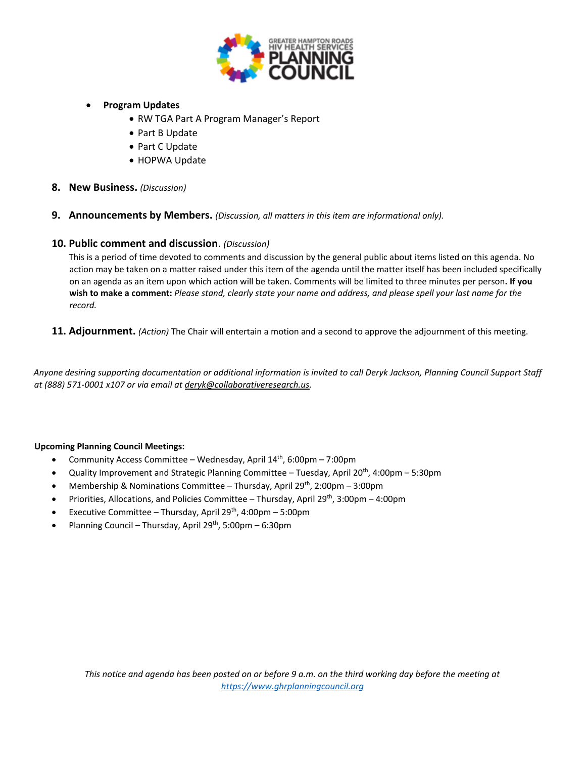- **Program Updates**
    - RW TGA Part A Program Manager's Report
    - Part B Update
    - Part C Update
    - HOPWA Update

**8. New Business.** *(Discussion)*

**9. Announcements by Members.** *(Discussion, all matters in this item are informational only).*

**10. Public comment and discussion.** *(Discussion)*

This is a period of time devoted to comments and discussion by the general public about items listed on this agenda. No action may be taken on a matter raised under this item of the agenda until the matter itself has been included specifically on an agenda as an item upon which action will be taken. Comments will be limited to three minutes per person**. If you wish to make a comment:** *Please stand, clearly state your name and address, and please spell your last name for the record.*

**11. Adjournment.** *(Action)* The Chair will entertain a motion and a second to approve the adjournment of this meeting.

*Anyone desiring supporting documentation or additional information is invited to call Deryk Jackson, Planning Council Support Staff at (888) 571-0001 x107 or via email at deryk@collaborativeresearch.us.*

**Upcoming Planning Council Meetings:**

- Community Access Committee – Wednesday, April 14th, 6:00pm – 7:00pm
- Quality Improvement and Strategic Planning Committee – Tuesday, April 20th, 4:00pm – 5:30pm
- Membership & Nominations Committee – Thursday, April 29th, 2:00pm – 3:00pm
- Priorities, Allocations, and Policies Committee – Thursday, April 29th, 3:00pm – 4:00pm
- Executive Committee – Thursday, April 29th, 4:00pm – 5:00pm
- Planning Council – Thursday, April 29th, 5:00pm – 6:30pm

*This notice and agenda has been posted on or before 9 a.m. on the third working day before the meeting at https://www.ghrplanningcouncil.org*